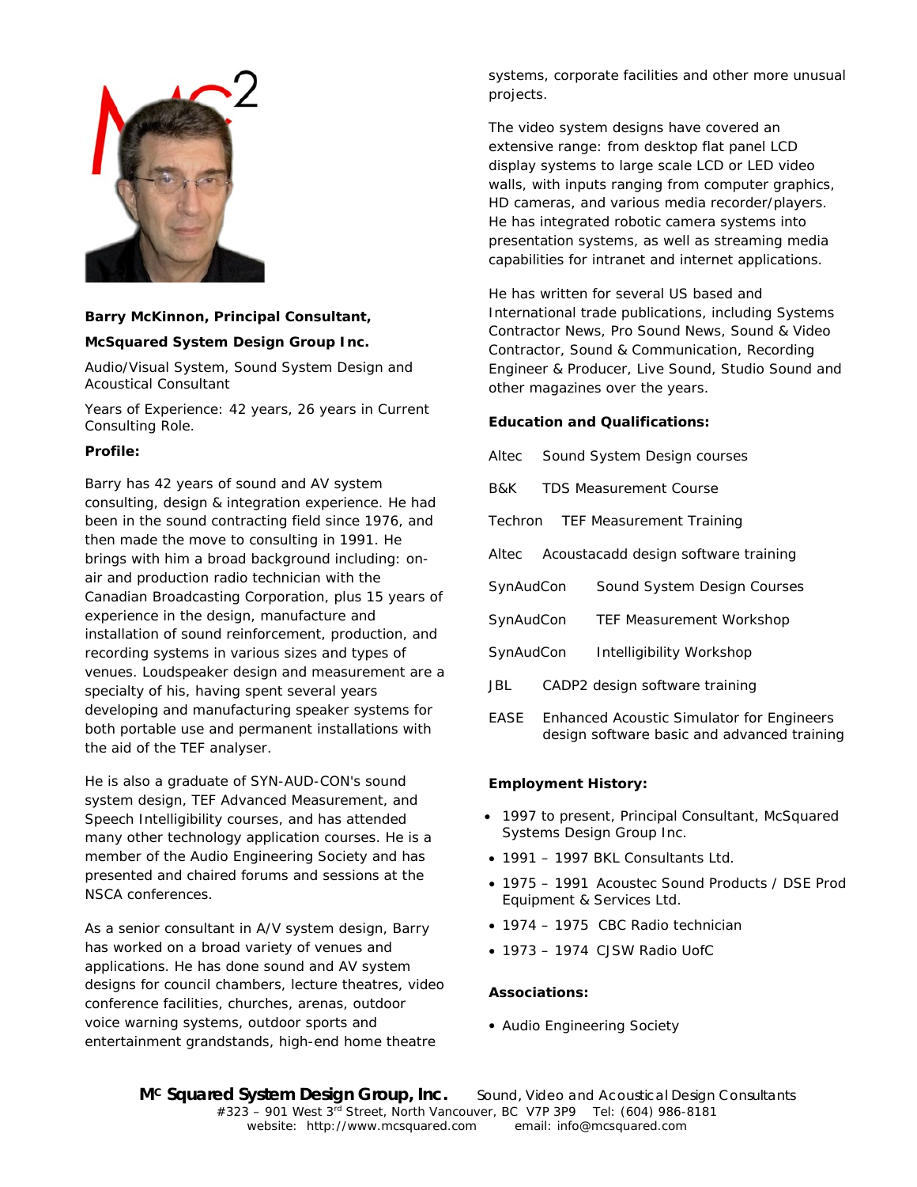**Barry McKinnon, Principal Consultant,**

**McSquared System Design Group Inc.**

Audio/Visual System, Sound System Design and Acoustical Consultant

Years of Experience: 42 years, 26 years in Current Consulting Role.

**Profile:**

Barry has 42 years of sound and AV system consulting, design & integration experience. He had been in the sound contracting field since 1976, and then made the move to consulting in 1991. He brings with him a broad background including: on-air and production radio technician with the Canadian Broadcasting Corporation, plus 15 years of experience in the design, manufacture and installation of sound reinforcement, production, and recording systems in various sizes and types of venues. Loudspeaker design and measurement are a specialty of his, having spent several years developing and manufacturing speaker systems for both portable use and permanent installations with the aid of the TEF analyser.

He is also a graduate of SYN-AUD-CON's sound system design, TEF Advanced Measurement, and Speech Intelligibility courses, and has attended many other technology application courses. He is a member of the Audio Engineering Society and has presented and chaired forums and sessions at the NSCA conferences.

As a senior consultant in A/V system design, Barry has worked on a broad variety of venues and applications. He has done sound and AV system designs for council chambers, lecture theatres, video conference facilities, churches, arenas, outdoor voice warning systems, outdoor sports and entertainment grandstands, high-end home theatre systems, corporate facilities and other more unusual projects.

The video system designs have covered an extensive range: from desktop flat panel LCD display systems to large scale LCD or LED video walls, with inputs ranging from computer graphics, HD cameras, and various media recorder/players. He has integrated robotic camera systems into presentation systems, as well as streaming media capabilities for intranet and internet applications.

He has written for several US based and International trade publications, including Systems Contractor News, Pro Sound News, Sound & Video Contractor, Sound & Communication, Recording Engineer & Producer, Live Sound, Studio Sound and other magazines over the years.

**Education and Qualifications:**

Altec    Sound System Design courses

B&K    TDS Measurement Course

Techron    TEF Measurement Training

Altec    Acoustacadd design software training

SynAudCon    Sound System Design Courses

SynAudCon    TEF Measurement Workshop

SynAudCon    Intelligibility Workshop

JBL    CADP2 design software training

EASE    Enhanced Acoustic Simulator for Engineers design software basic and advanced training

**Employment History:**

- 1997 to present, Principal Consultant, McSquared Systems Design Group Inc.
- 1991 – 1997 BKL Consultants Ltd.
- 1975 – 1991 Acoustec Sound Products / DSE Prod Equipment & Services Ltd.
- 1974 – 1975 CBC Radio technician
- 1973 – 1974 CJSW Radio UofC

**Associations:**

- Audio Engineering Society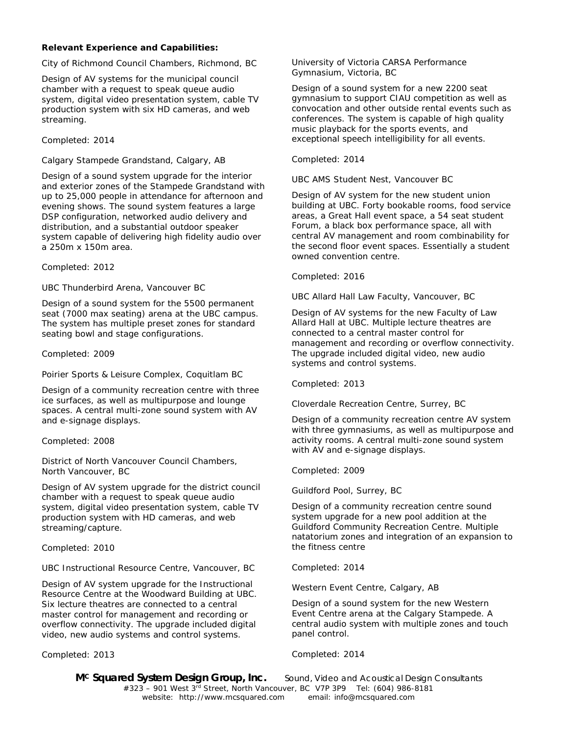**Relevant Experience and Capabilities:**

City of Richmond Council Chambers, Richmond, BC

Design of AV systems for the municipal council chamber with a request to speak queue audio system, digital video presentation system, cable TV production system with six HD cameras, and web streaming.

Completed: 2014

Calgary Stampede Grandstand, Calgary, AB

Design of a sound system upgrade for the interior and exterior zones of the Stampede Grandstand with up to 25,000 people in attendance for afternoon and evening shows. The sound system features a large DSP configuration, networked audio delivery and distribution, and a substantial outdoor speaker system capable of delivering high fidelity audio over a 250m x 150m area.

Completed: 2012

UBC Thunderbird Arena, Vancouver BC

Design of a sound system for the 5500 permanent seat (7000 max seating) arena at the UBC campus. The system has multiple preset zones for standard seating bowl and stage configurations.

Completed: 2009

Poirier Sports & Leisure Complex, Coquitlam BC

Design of a community recreation centre with three ice surfaces, as well as multipurpose and lounge spaces. A central multi-zone sound system with AV and e-signage displays.

Completed: 2008

District of North Vancouver Council Chambers, North Vancouver, BC

Design of AV system upgrade for the district council chamber with a request to speak queue audio system, digital video presentation system, cable TV production system with HD cameras, and web streaming/capture.

Completed: 2010

UBC Instructional Resource Centre, Vancouver, BC

Design of AV system upgrade for the Instructional Resource Centre at the Woodward Building at UBC. Six lecture theatres are connected to a central master control for management and recording or overflow connectivity. The upgrade included digital video, new audio systems and control systems.

Completed: 2013

University of Victoria CARSA Performance Gymnasium, Victoria, BC

Design of a sound system for a new 2200 seat gymnasium to support CIAU competition as well as convocation and other outside rental events such as conferences. The system is capable of high quality music playback for the sports events, and exceptional speech intelligibility for all events.

Completed: 2014

UBC AMS Student Nest, Vancouver BC

Design of AV system for the new student union building at UBC. Forty bookable rooms, food service areas, a Great Hall event space, a 54 seat student Forum, a black box performance space, all with central AV management and room combinability for the second floor event spaces. Essentially a student owned convention centre.

Completed: 2016

UBC Allard Hall Law Faculty, Vancouver, BC

Design of AV systems for the new Faculty of Law Allard Hall at UBC. Multiple lecture theatres are connected to a central master control for management and recording or overflow connectivity. The upgrade included digital video, new audio systems and control systems.

Completed: 2013

Cloverdale Recreation Centre, Surrey, BC

Design of a community recreation centre AV system with three gymnasiums, as well as multipurpose and activity rooms. A central multi-zone sound system with AV and e-signage displays.

Completed: 2009

Guildford Pool, Surrey, BC

Design of a community recreation centre sound system upgrade for a new pool addition at the Guildford Community Recreation Centre. Multiple natatorium zones and integration of an expansion to the fitness centre

Completed: 2014

Western Event Centre, Calgary, AB

Design of a sound system for the new Western Event Centre arena at the Calgary Stampede. A central audio system with multiple zones and touch panel control.

Completed: 2014

**M[C] Squared System Design Group, Inc.** *Sound, Video and Acoustical Design Consultants*
#323 – 901 West 3rd Street, North Vancouver, BC V7P 3P9 Tel: (604) 986-8181
website: http://www.mcsquared.com email: info@mcsquared.com